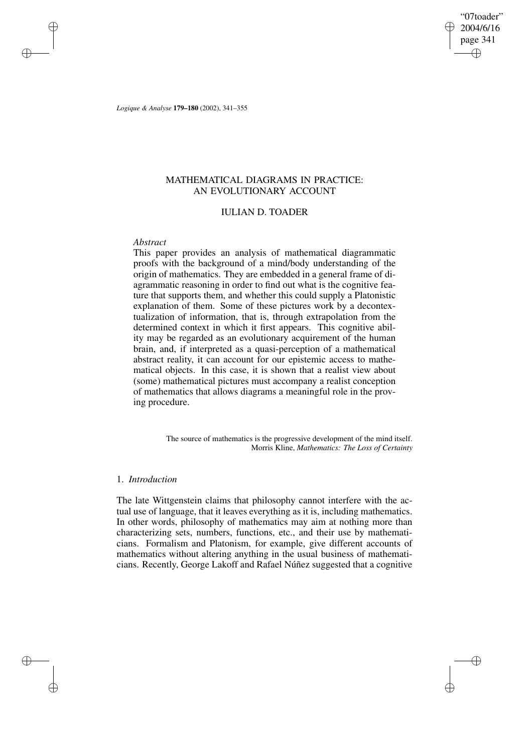# MATHEMATICAL DIAGRAMS IN PRACTICE: AN EVOLUTIONARY ACCOUNT

## IULIAN D. TOADER

*Abstract*

This paper provides an analysis of mathematical diagrammatic proofs with the background of a mind/body understanding of the origin of mathematics. They are embedded in a general frame of diagrammatic reasoning in order to find out what is the cognitive feature that supports them, and whether this could supply a Platonistic explanation of them. Some of these pictures work by a decontextualization of information, that is, through extrapolation from the determined context in which it first appears. This cognitive ability may be regarded as an evolutionary acquirement of the human brain, and, if interpreted as a quasi-perception of a mathematical abstract reality, it can account for our epistemic access to mathematical objects. In this case, it is shown that a realist view about (some) mathematical pictures must accompany a realist conception of mathematics that allows diagrams a meaningful role in the proving procedure.

> The source of mathematics is the progressive development of the mind itself.
> Morris Kline, *Mathematics: The Loss of Certainty*

## 1. *Introduction*

The late Wittgenstein claims that philosophy cannot interfere with the actual use of language, that it leaves everything as it is, including mathematics. In other words, philosophy of mathematics may aim at nothing more than characterizing sets, numbers, functions, etc., and their use by mathematicians. Formalism and Platonism, for example, give different accounts of mathematics without altering anything in the usual business of mathematicians. Recently, George Lakoff and Rafael Núñez suggested that a cognitive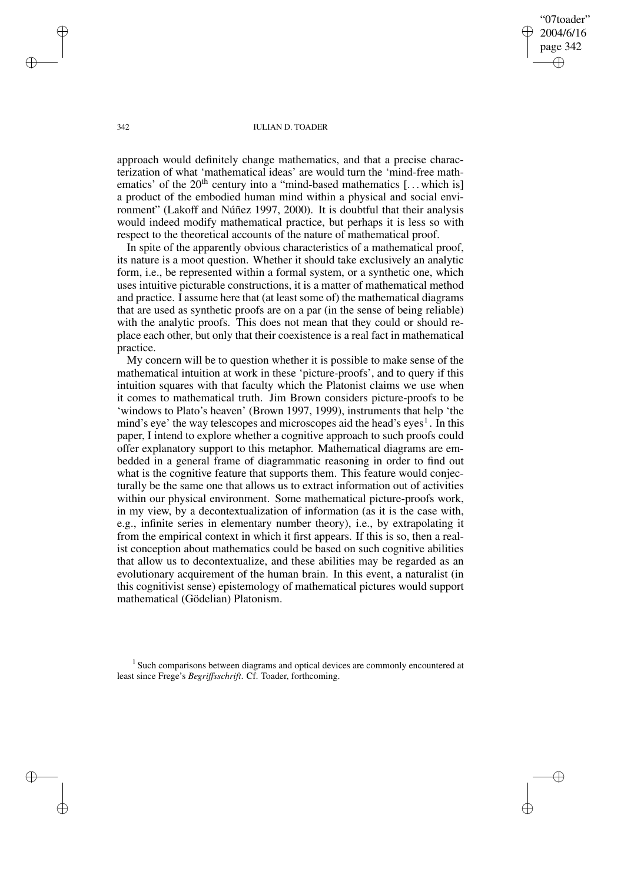approach would definitely change mathematics, and that a precise characterization of what 'mathematical ideas' are would turn the 'mind-free mathematics' of the 20th century into a "mind-based mathematics [. . . which is] a product of the embodied human mind within a physical and social environment" (Lakoff and Núñez 1997, 2000). It is doubtful that their analysis would indeed modify mathematical practice, but perhaps it is less so with respect to the theoretical accounts of the nature of mathematical proof.

In spite of the apparently obvious characteristics of a mathematical proof, its nature is a moot question. Whether it should take exclusively an analytic form, i.e., be represented within a formal system, or a synthetic one, which uses intuitive picturable constructions, it is a matter of mathematical method and practice. I assume here that (at least some of) the mathematical diagrams that are used as synthetic proofs are on a par (in the sense of being reliable) with the analytic proofs. This does not mean that they could or should replace each other, but only that their coexistence is a real fact in mathematical practice.

My concern will be to question whether it is possible to make sense of the mathematical intuition at work in these 'picture-proofs', and to query if this intuition squares with that faculty which the Platonist claims we use when it comes to mathematical truth. Jim Brown considers picture-proofs to be 'windows to Plato's heaven' (Brown 1997, 1999), instruments that help 'the mind's eye' the way telescopes and microscopes aid the head's eyes[1]. In this paper, I intend to explore whether a cognitive approach to such proofs could offer explanatory support to this metaphor. Mathematical diagrams are embedded in a general frame of diagrammatic reasoning in order to find out what is the cognitive feature that supports them. This feature would conjecturally be the same one that allows us to extract information out of activities within our physical environment. Some mathematical picture-proofs work, in my view, by a decontextualization of information (as it is the case with, e.g., infinite series in elementary number theory), i.e., by extrapolating it from the empirical context in which it first appears. If this is so, then a realist conception about mathematics could be based on such cognitive abilities that allow us to decontextualize, and these abilities may be regarded as an evolutionary acquirement of the human brain. In this event, a naturalist (in this cognitivist sense) epistemology of mathematical pictures would support mathematical (Gödelian) Platonism.

[1] Such comparisons between diagrams and optical devices are commonly encountered at least since Frege's *Begriffsschrift*. Cf. Toader, forthcoming.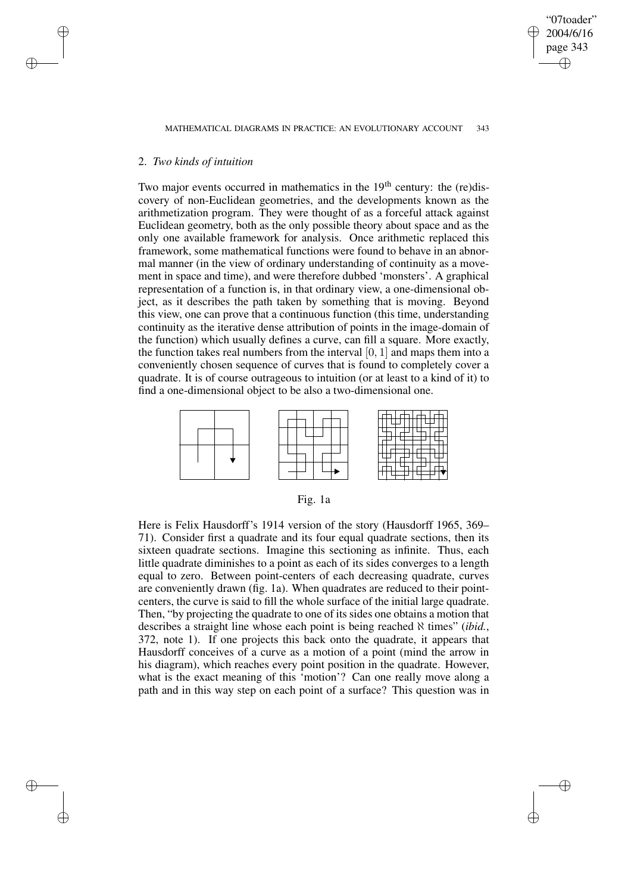## 2. *Two kinds of intuition*

Two major events occurred in mathematics in the 19th century: the (re)discovery of non-Euclidean geometries, and the developments known as the arithmetization program. They were thought of as a forceful attack against Euclidean geometry, both as the only possible theory about space and as the only one available framework for analysis. Once arithmetic replaced this framework, some mathematical functions were found to behave in an abnormal manner (in the view of ordinary understanding of continuity as a movement in space and time), and were therefore dubbed 'monsters'. A graphical representation of a function is, in that ordinary view, a one-dimensional object, as it describes the path taken by something that is moving. Beyond this view, one can prove that a continuous function (this time, understanding continuity as the iterative dense attribution of points in the image-domain of the function) which usually defines a curve, can fill a square. More exactly, the function takes real numbers from the interval $[0, 1]$ and maps them into a conveniently chosen sequence of curves that is found to completely cover a quadrate. It is of course outrageous to intuition (or at least to a kind of it) to find a one-dimensional object to be also a two-dimensional one.

Fig. 1a

Here is Felix Hausdorff's 1914 version of the story (Hausdorff 1965, 369–71). Consider first a quadrate and its four equal quadrate sections, then its sixteen quadrate sections. Imagine this sectioning as infinite. Thus, each little quadrate diminishes to a point as each of its sides converges to a length equal to zero. Between point-centers of each decreasing quadrate, curves are conveniently drawn (fig. 1a). When quadrates are reduced to their point-centers, the curve is said to fill the whole surface of the initial large quadrate. Then, "by projecting the quadrate to one of its sides one obtains a motion that describes a straight line whose each point is being reached $\aleph$ times" (*ibid.*, 372, note 1). If one projects this back onto the quadrate, it appears that Hausdorff conceives of a curve as a motion of a point (mind the arrow in his diagram), which reaches every point position in the quadrate. However, what is the exact meaning of this 'motion'? Can one really move along a path and in this way step on each point of a surface? This question was in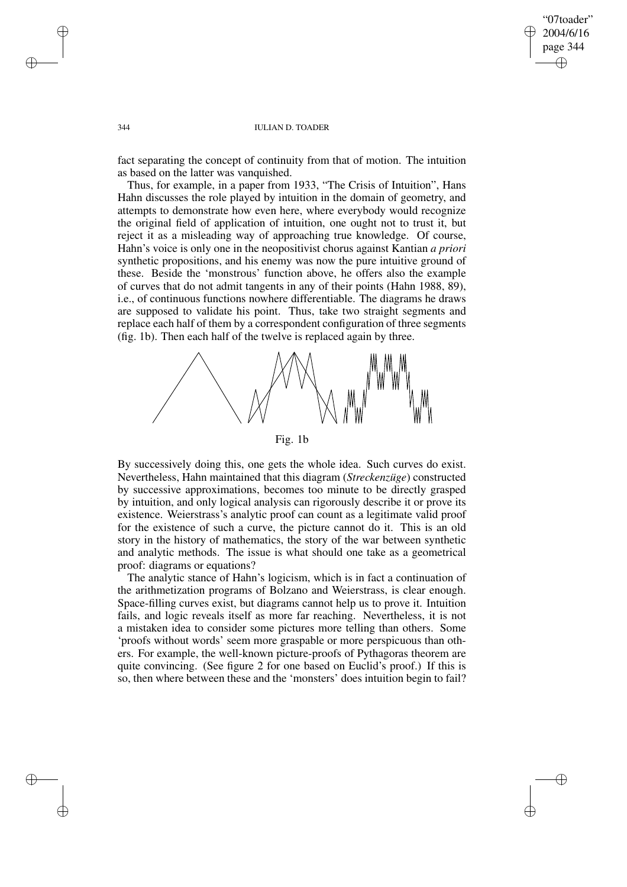fact separating the concept of continuity from that of motion. The intuition as based on the latter was vanquished.

Thus, for example, in a paper from 1933, "The Crisis of Intuition", Hans Hahn discusses the role played by intuition in the domain of geometry, and attempts to demonstrate how even here, where everybody would recognize the original field of application of intuition, one ought not to trust it, but reject it as a misleading way of approaching true knowledge. Of course, Hahn's voice is only one in the neopositivist chorus against Kantian *a priori* synthetic propositions, and his enemy was now the pure intuitive ground of these. Beside the 'monstrous' function above, he offers also the example of curves that do not admit tangents in any of their points (Hahn 1988, 89), i.e., of continuous functions nowhere differentiable. The diagrams he draws are supposed to validate his point. Thus, take two straight segments and replace each half of them by a correspondent configuration of three segments (fig. 1b). Then each half of the twelve is replaced again by three.

Fig. 1b

By successively doing this, one gets the whole idea. Such curves do exist. Nevertheless, Hahn maintained that this diagram (*Streckenzüge*) constructed by successive approximations, becomes too minute to be directly grasped by intuition, and only logical analysis can rigorously describe it or prove its existence. Weierstrass's analytic proof can count as a legitimate valid proof for the existence of such a curve, the picture cannot do it. This is an old story in the history of mathematics, the story of the war between synthetic and analytic methods. The issue is what should one take as a geometrical proof: diagrams or equations?

The analytic stance of Hahn's logicism, which is in fact a continuation of the arithmetization programs of Bolzano and Weierstrass, is clear enough. Space-filling curves exist, but diagrams cannot help us to prove it. Intuition fails, and logic reveals itself as more far reaching. Nevertheless, it is not a mistaken idea to consider some pictures more telling than others. Some 'proofs without words' seem more graspable or more perspicuous than others. For example, the well-known picture-proofs of Pythagoras theorem are quite convincing. (See figure 2 for one based on Euclid's proof.) If this is so, then where between these and the 'monsters' does intuition begin to fail?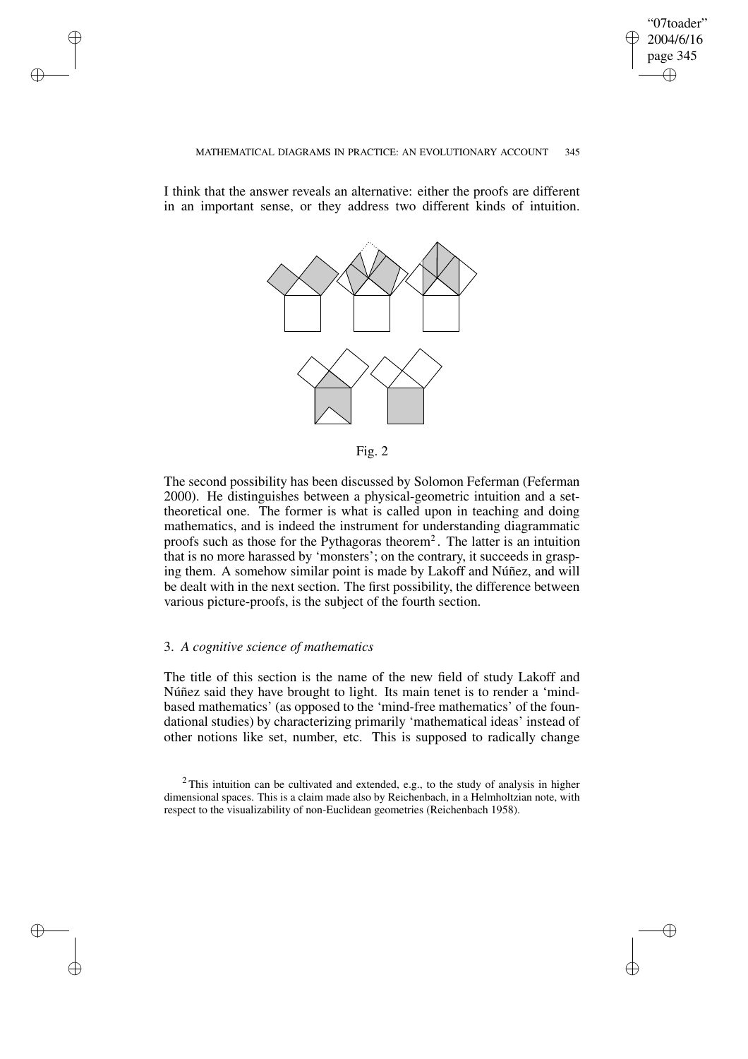I think that the answer reveals an alternative: either the proofs are different in an important sense, or they address two different kinds of intuition.

Fig. 2

The second possibility has been discussed by Solomon Feferman (Feferman 2000). He distinguishes between a physical-geometric intuition and a set-theoretical one. The former is what is called upon in teaching and doing mathematics, and is indeed the instrument for understanding diagrammatic proofs such as those for the Pythagoras theorem[2]. The latter is an intuition that is no more harassed by 'monsters'; on the contrary, it succeeds in grasping them. A somehow similar point is made by Lakoff and Núñez, and will be dealt with in the next section. The first possibility, the difference between various picture-proofs, is the subject of the fourth section.

## 3. *A cognitive science of mathematics*

The title of this section is the name of the new field of study Lakoff and Núñez said they have brought to light. Its main tenet is to render a 'mind-based mathematics' (as opposed to the 'mind-free mathematics' of the foundational studies) by characterizing primarily 'mathematical ideas' instead of other notions like set, number, etc. This is supposed to radically change

[2] This intuition can be cultivated and extended, e.g., to the study of analysis in higher dimensional spaces. This is a claim made also by Reichenbach, in a Helmholtzian note, with respect to the visualizability of non-Euclidean geometries (Reichenbach 1958).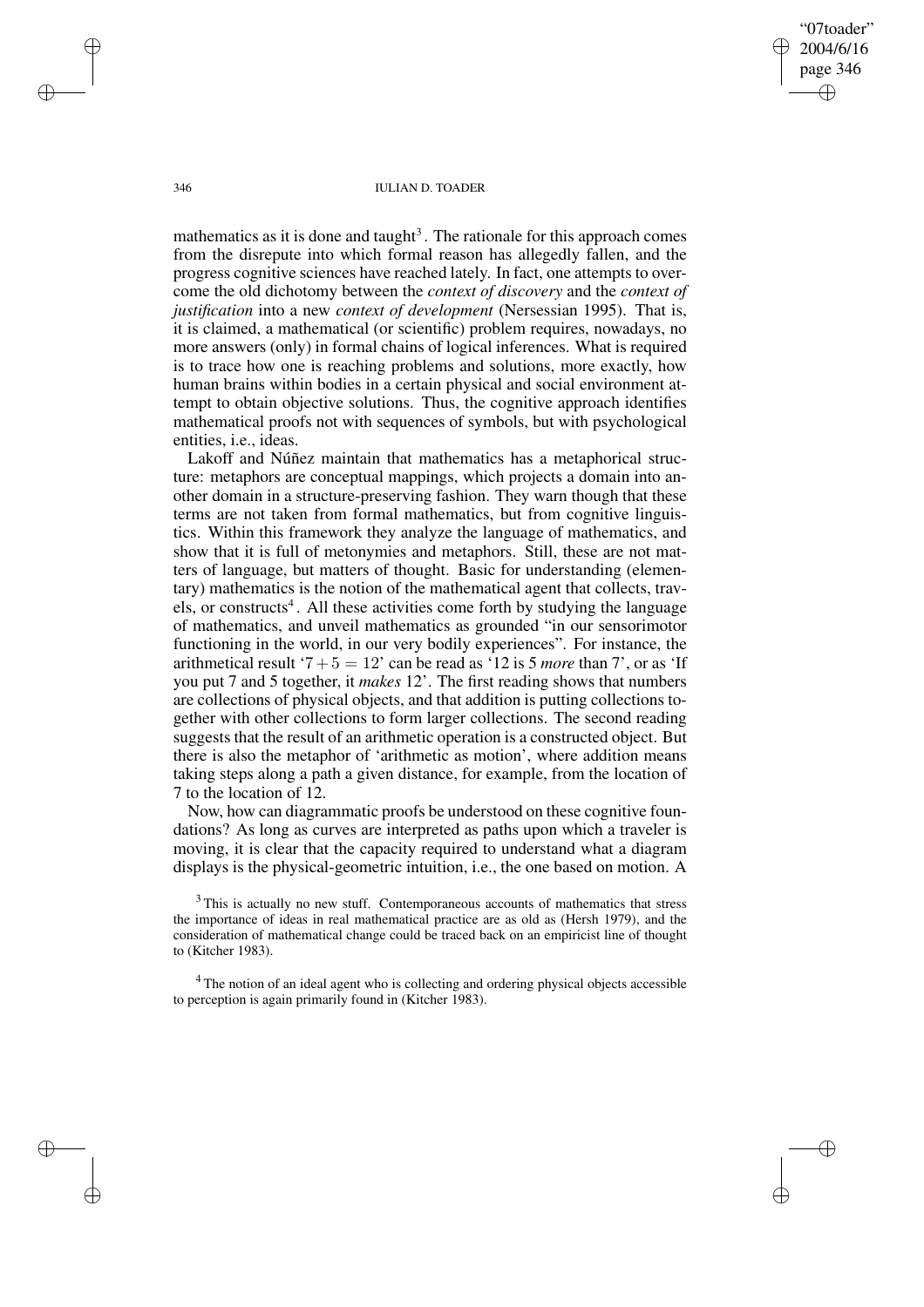mathematics as it is done and taught[3]. The rationale for this approach comes from the disrepute into which formal reason has allegedly fallen, and the progress cognitive sciences have reached lately. In fact, one attempts to overcome the old dichotomy between the *context of discovery* and the *context of justification* into a new *context of development* (Nersessian 1995). That is, it is claimed, a mathematical (or scientific) problem requires, nowadays, no more answers (only) in formal chains of logical inferences. What is required is to trace how one is reaching problems and solutions, more exactly, how human brains within bodies in a certain physical and social environment attempt to obtain objective solutions. Thus, the cognitive approach identifies mathematical proofs not with sequences of symbols, but with psychological entities, i.e., ideas.

Lakoff and Núñez maintain that mathematics has a metaphorical structure: metaphors are conceptual mappings, which projects a domain into another domain in a structure-preserving fashion. They warn though that these terms are not taken from formal mathematics, but from cognitive linguistics. Within this framework they analyze the language of mathematics, and show that it is full of metonymies and metaphors. Still, these are not matters of language, but matters of thought. Basic for understanding (elementary) mathematics is the notion of the mathematical agent that collects, travels, or constructs[4]. All these activities come forth by studying the language of mathematics, and unveil mathematics as grounded "in our sensorimotor functioning in the world, in our very bodily experiences". For instance, the arithmetical result '$7 + 5 = 12$' can be read as '12 is 5 *more* than 7', or as 'If you put 7 and 5 together, it *makes* 12'. The first reading shows that numbers are collections of physical objects, and that addition is putting collections together with other collections to form larger collections. The second reading suggests that the result of an arithmetic operation is a constructed object. But there is also the metaphor of 'arithmetic as motion', where addition means taking steps along a path a given distance, for example, from the location of 7 to the location of 12.

Now, how can diagrammatic proofs be understood on these cognitive foundations? As long as curves are interpreted as paths upon which a traveler is moving, it is clear that the capacity required to understand what a diagram displays is the physical-geometric intuition, i.e., the one based on motion. A

[3] This is actually no new stuff. Contemporaneous accounts of mathematics that stress the importance of ideas in real mathematical practice are as old as (Hersh 1979), and the consideration of mathematical change could be traced back on an empiricist line of thought to (Kitcher 1983).

[4] The notion of an ideal agent who is collecting and ordering physical objects accessible to perception is again primarily found in (Kitcher 1983).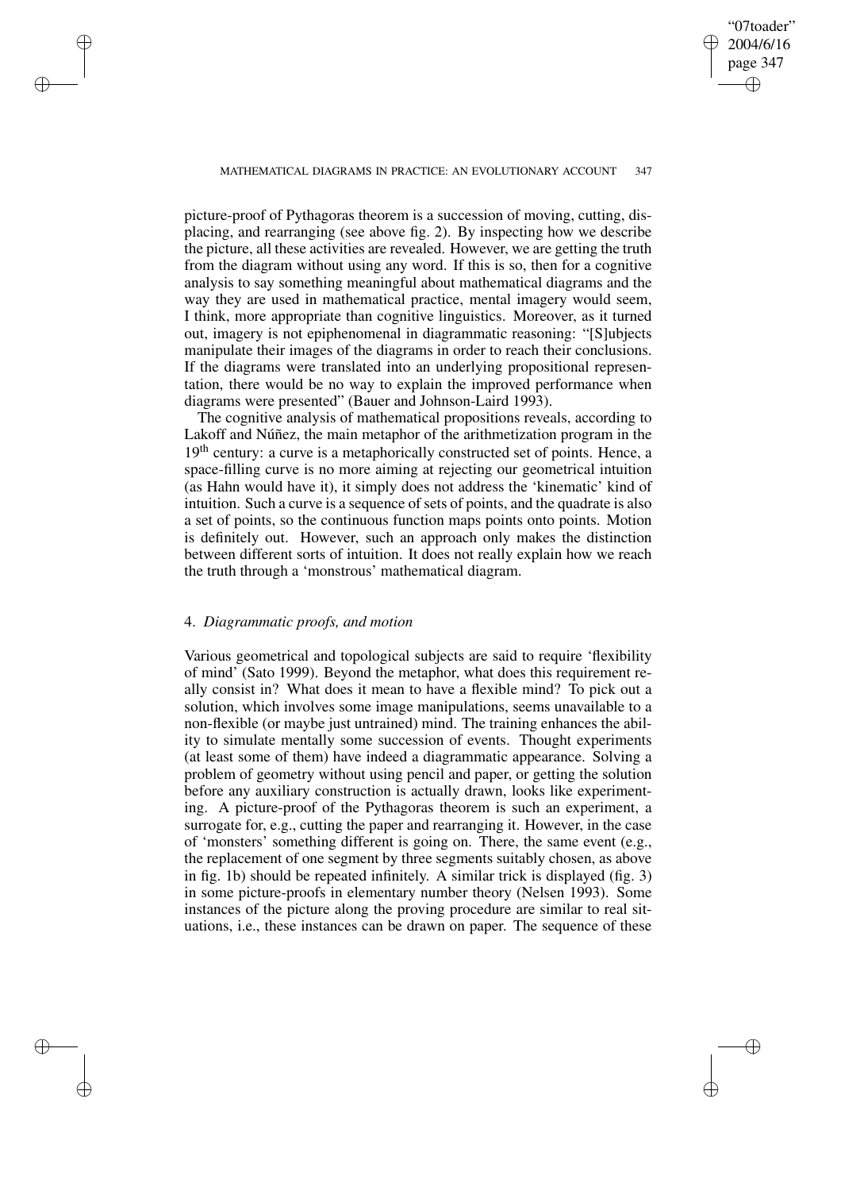picture-proof of Pythagoras theorem is a succession of moving, cutting, displacing, and rearranging (see above fig. 2). By inspecting how we describe the picture, all these activities are revealed. However, we are getting the truth from the diagram without using any word. If this is so, then for a cognitive analysis to say something meaningful about mathematical diagrams and the way they are used in mathematical practice, mental imagery would seem, I think, more appropriate than cognitive linguistics. Moreover, as it turned out, imagery is not epiphenomenal in diagrammatic reasoning: "[S]ubjects manipulate their images of the diagrams in order to reach their conclusions. If the diagrams were translated into an underlying propositional representation, there would be no way to explain the improved performance when diagrams were presented" (Bauer and Johnson-Laird 1993).

The cognitive analysis of mathematical propositions reveals, according to Lakoff and Núñez, the main metaphor of the arithmetization program in the 19th century: a curve is a metaphorically constructed set of points. Hence, a space-filling curve is no more aiming at rejecting our geometrical intuition (as Hahn would have it), it simply does not address the 'kinematic' kind of intuition. Such a curve is a sequence of sets of points, and the quadrate is also a set of points, so the continuous function maps points onto points. Motion is definitely out. However, such an approach only makes the distinction between different sorts of intuition. It does not really explain how we reach the truth through a 'monstrous' mathematical diagram.

## 4. *Diagrammatic proofs, and motion*

Various geometrical and topological subjects are said to require 'flexibility of mind' (Sato 1999). Beyond the metaphor, what does this requirement really consist in? What does it mean to have a flexible mind? To pick out a solution, which involves some image manipulations, seems unavailable to a non-flexible (or maybe just untrained) mind. The training enhances the ability to simulate mentally some succession of events. Thought experiments (at least some of them) have indeed a diagrammatic appearance. Solving a problem of geometry without using pencil and paper, or getting the solution before any auxiliary construction is actually drawn, looks like experimenting. A picture-proof of the Pythagoras theorem is such an experiment, a surrogate for, e.g., cutting the paper and rearranging it. However, in the case of 'monsters' something different is going on. There, the same event (e.g., the replacement of one segment by three segments suitably chosen, as above in fig. 1b) should be repeated infinitely. A similar trick is displayed (fig. 3) in some picture-proofs in elementary number theory (Nelsen 1993). Some instances of the picture along the proving procedure are similar to real situations, i.e., these instances can be drawn on paper. The sequence of these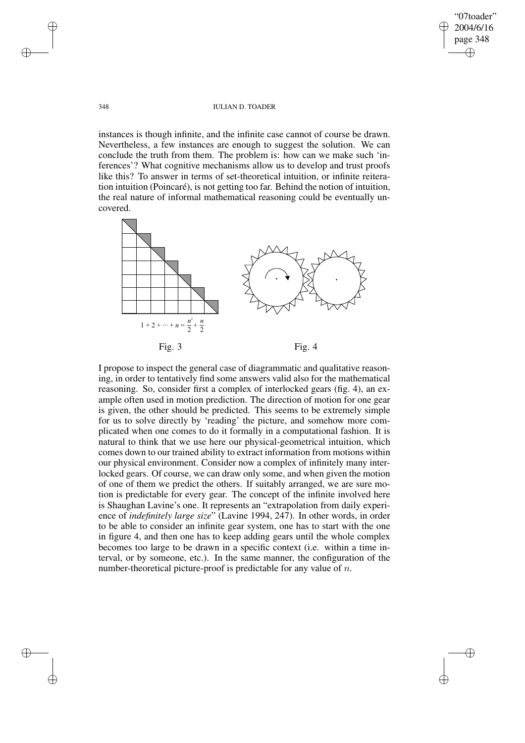instances is though infinite, and the infinite case cannot of course be drawn. Nevertheless, a few instances are enough to suggest the solution. We can conclude the truth from them. The problem is: how can we make such 'inferences'? What cognitive mechanisms allow us to develop and trust proofs like this? To answer in terms of set-theoretical intuition, or infinite reiteration intuition (Poincaré), is not getting too far. Behind the notion of intuition, the real nature of informal mathematical reasoning could be eventually uncovered.

$$1 + 2 + \cdots + n = \frac{n^2}{2} + \frac{n}{2}$$

Fig. 3

Fig. 4

I propose to inspect the general case of diagrammatic and qualitative reasoning, in order to tentatively find some answers valid also for the mathematical reasoning. So, consider first a complex of interlocked gears (fig. 4), an example often used in motion prediction. The direction of motion for one gear is given, the other should be predicted. This seems to be extremely simple for us to solve directly by 'reading' the picture, and somehow more complicated when one comes to do it formally in a computational fashion. It is natural to think that we use here our physical-geometrical intuition, which comes down to our trained ability to extract information from motions within our physical environment. Consider now a complex of infinitely many interlocked gears. Of course, we can draw only some, and when given the motion of one of them we predict the others. If suitably arranged, we are sure motion is predictable for every gear. The concept of the infinite involved here is Shaughan Lavine's one. It represents an "extrapolation from daily experience of *indefinitely large size*" (Lavine 1994, 247). In other words, in order to be able to consider an infinite gear system, one has to start with the one in figure 4, and then one has to keep adding gears until the whole complex becomes too large to be drawn in a specific context (i.e. within a time interval, or by someone, etc.). In the same manner, the configuration of the number-theoretical picture-proof is predictable for any value of $n$.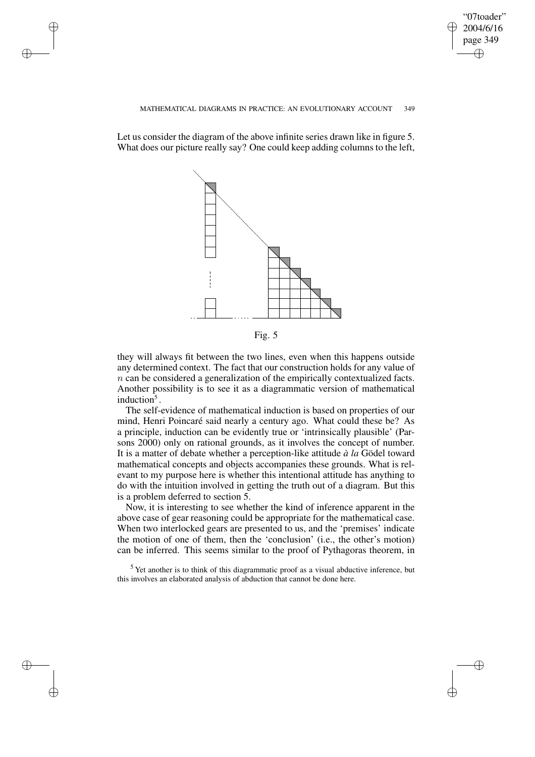Let us consider the diagram of the above infinite series drawn like in figure 5. What does our picture really say? One could keep adding columns to the left,

Fig. 5

they will always fit between the two lines, even when this happens outside any determined context. The fact that our construction holds for any value of $n$ can be considered a generalization of the empirically contextualized facts. Another possibility is to see it as a diagrammatic version of mathematical induction[5].

The self-evidence of mathematical induction is based on properties of our mind, Henri Poincaré said nearly a century ago. What could these be? As a principle, induction can be evidently true or 'intrinsically plausible' (Parsons 2000) only on rational grounds, as it involves the concept of number. It is a matter of debate whether a perception-like attitude *à la* Gödel toward mathematical concepts and objects accompanies these grounds. What is relevant to my purpose here is whether this intentional attitude has anything to do with the intuition involved in getting the truth out of a diagram. But this is a problem deferred to section 5.

Now, it is interesting to see whether the kind of inference apparent in the above case of gear reasoning could be appropriate for the mathematical case. When two interlocked gears are presented to us, and the 'premises' indicate the motion of one of them, then the 'conclusion' (i.e., the other's motion) can be inferred. This seems similar to the proof of Pythagoras theorem, in

[5] Yet another is to think of this diagrammatic proof as a visual abductive inference, but this involves an elaborated analysis of abduction that cannot be done here.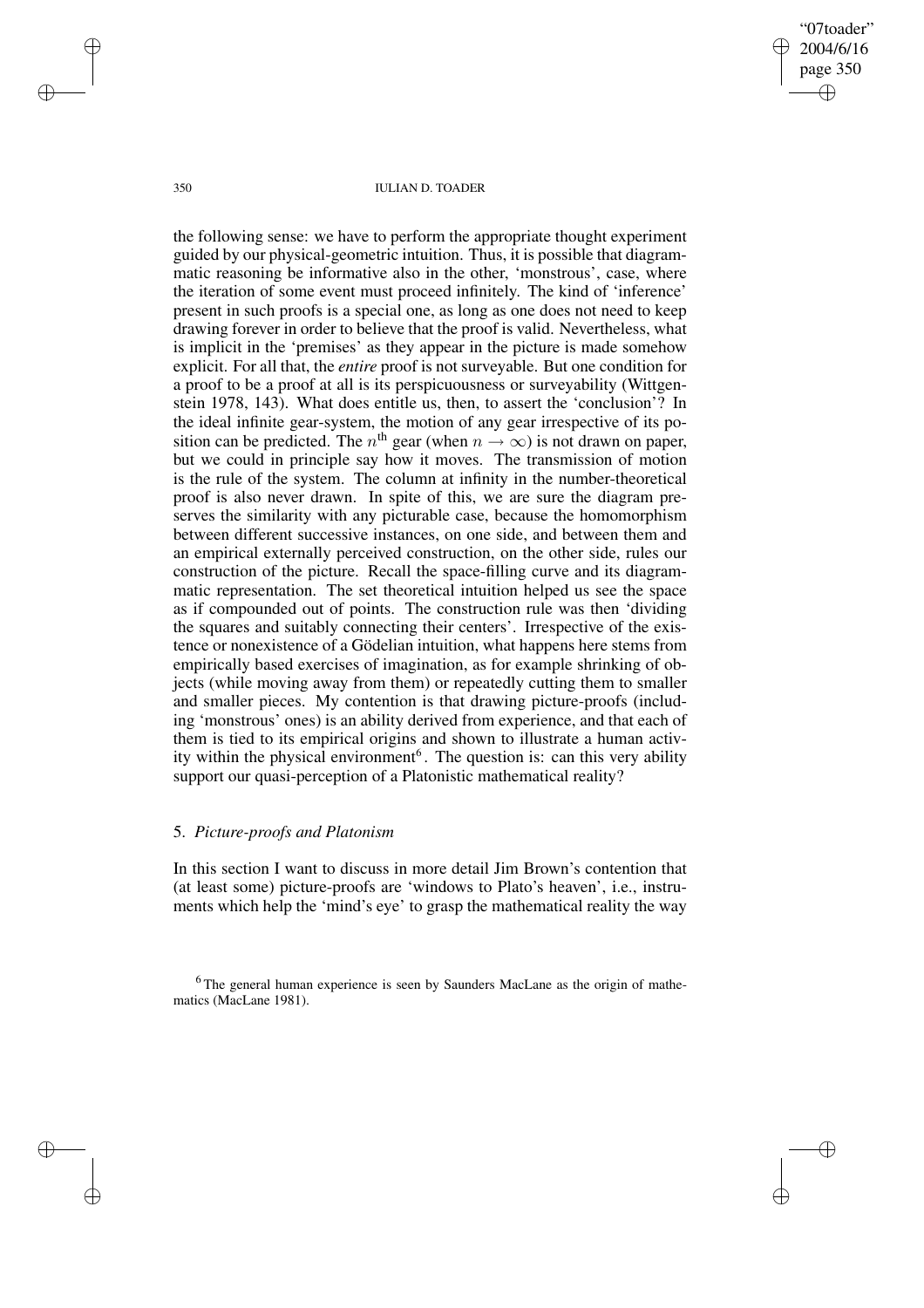the following sense: we have to perform the appropriate thought experiment guided by our physical-geometric intuition. Thus, it is possible that diagrammatic reasoning be informative also in the other, 'monstrous', case, where the iteration of some event must proceed infinitely. The kind of 'inference' present in such proofs is a special one, as long as one does not need to keep drawing forever in order to believe that the proof is valid. Nevertheless, what is implicit in the 'premises' as they appear in the picture is made somehow explicit. For all that, the *entire* proof is not surveyable. But one condition for a proof to be a proof at all is its perspicuousness or surveyability (Wittgenstein 1978, 143). What does entitle us, then, to assert the 'conclusion'? In the ideal infinite gear-system, the motion of any gear irrespective of its position can be predicted. The $n^{\text{th}}$ gear (when $n \to \infty$) is not drawn on paper, but we could in principle say how it moves. The transmission of motion is the rule of the system. The column at infinity in the number-theoretical proof is also never drawn. In spite of this, we are sure the diagram preserves the similarity with any picturable case, because the homomorphism between different successive instances, on one side, and between them and an empirical externally perceived construction, on the other side, rules our construction of the picture. Recall the space-filling curve and its diagrammatic representation. The set theoretical intuition helped us see the space as if compounded out of points. The construction rule was then 'dividing the squares and suitably connecting their centers'. Irrespective of the existence or nonexistence of a Gödelian intuition, what happens here stems from empirically based exercises of imagination, as for example shrinking of objects (while moving away from them) or repeatedly cutting them to smaller and smaller pieces. My contention is that drawing picture-proofs (including 'monstrous' ones) is an ability derived from experience, and that each of them is tied to its empirical origins and shown to illustrate a human activity within the physical environment[6]. The question is: can this very ability support our quasi-perception of a Platonistic mathematical reality?

## 5. *Picture-proofs and Platonism*

In this section I want to discuss in more detail Jim Brown's contention that (at least some) picture-proofs are 'windows to Plato's heaven', i.e., instruments which help the 'mind's eye' to grasp the mathematical reality the way

[6] The general human experience is seen by Saunders MacLane as the origin of mathematics (MacLane 1981).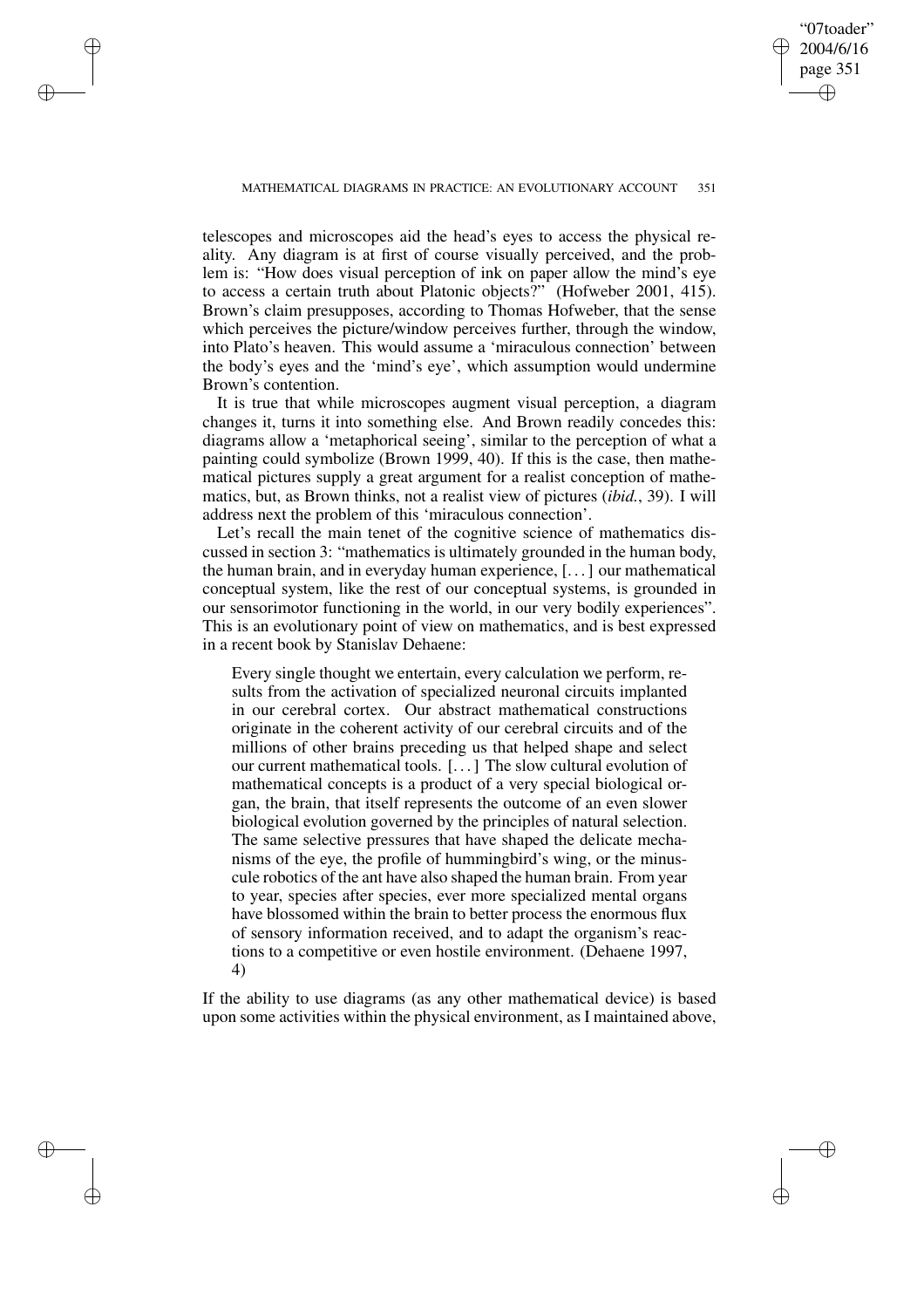telescopes and microscopes aid the head's eyes to access the physical reality. Any diagram is at first of course visually perceived, and the problem is: "How does visual perception of ink on paper allow the mind's eye to access a certain truth about Platonic objects?" (Hofweber 2001, 415). Brown's claim presupposes, according to Thomas Hofweber, that the sense which perceives the picture/window perceives further, through the window, into Plato's heaven. This would assume a 'miraculous connection' between the body's eyes and the 'mind's eye', which assumption would undermine Brown's contention.

It is true that while microscopes augment visual perception, a diagram changes it, turns it into something else. And Brown readily concedes this: diagrams allow a 'metaphorical seeing', similar to the perception of what a painting could symbolize (Brown 1999, 40). If this is the case, then mathematical pictures supply a great argument for a realist conception of mathematics, but, as Brown thinks, not a realist view of pictures (*ibid.*, 39). I will address next the problem of this 'miraculous connection'.

Let's recall the main tenet of the cognitive science of mathematics discussed in section 3: "mathematics is ultimately grounded in the human body, the human brain, and in everyday human experience, [...] our mathematical conceptual system, like the rest of our conceptual systems, is grounded in our sensorimotor functioning in the world, in our very bodily experiences". This is an evolutionary point of view on mathematics, and is best expressed in a recent book by Stanislav Dehaene:

> Every single thought we entertain, every calculation we perform, results from the activation of specialized neuronal circuits implanted in our cerebral cortex. Our abstract mathematical constructions originate in the coherent activity of our cerebral circuits and of the millions of other brains preceding us that helped shape and select our current mathematical tools. [...] The slow cultural evolution of mathematical concepts is a product of a very special biological organ, the brain, that itself represents the outcome of an even slower biological evolution governed by the principles of natural selection. The same selective pressures that have shaped the delicate mechanisms of the eye, the profile of hummingbird's wing, or the minuscule robotics of the ant have also shaped the human brain. From year to year, species after species, ever more specialized mental organs have blossomed within the brain to better process the enormous flux of sensory information received, and to adapt the organism's reactions to a competitive or even hostile environment. (Dehaene 1997, 4)

If the ability to use diagrams (as any other mathematical device) is based upon some activities within the physical environment, as I maintained above,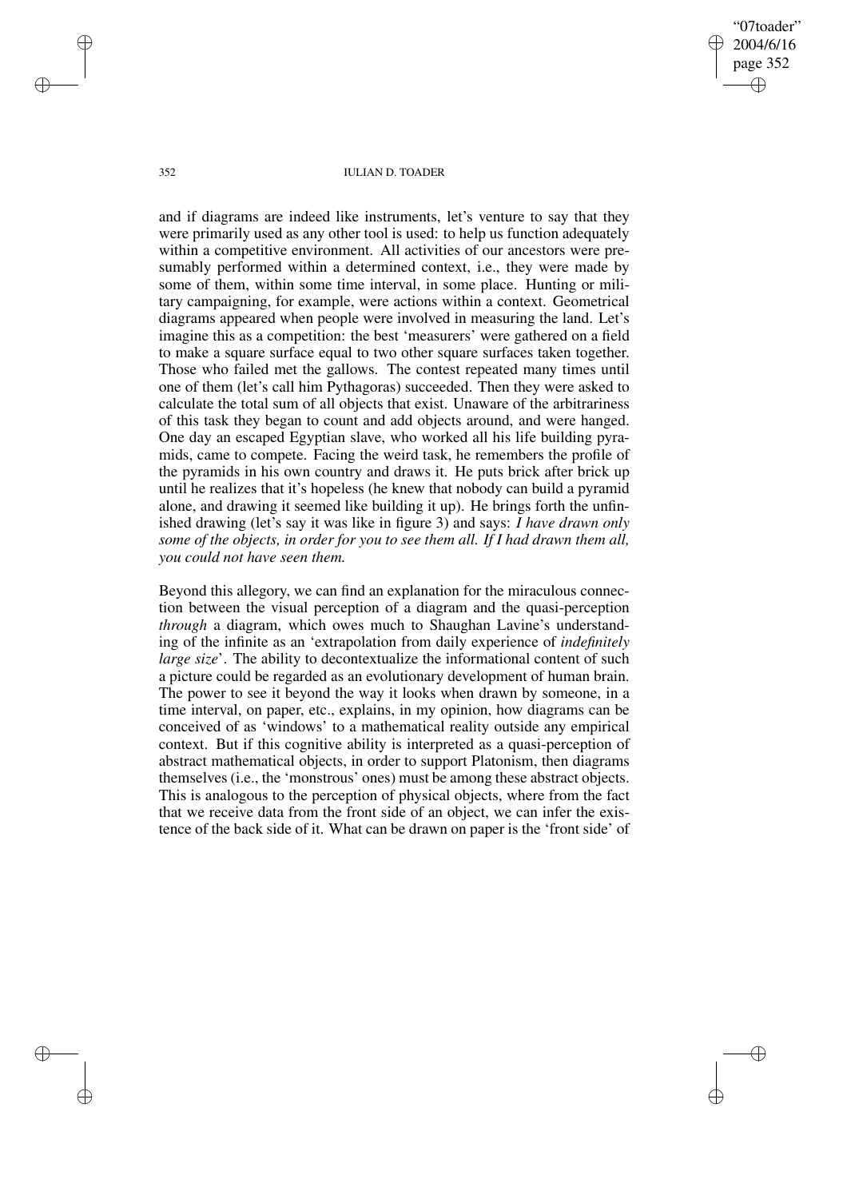and if diagrams are indeed like instruments, let's venture to say that they were primarily used as any other tool is used: to help us function adequately within a competitive environment. All activities of our ancestors were presumably performed within a determined context, i.e., they were made by some of them, within some time interval, in some place. Hunting or military campaigning, for example, were actions within a context. Geometrical diagrams appeared when people were involved in measuring the land. Let's imagine this as a competition: the best 'measurers' were gathered on a field to make a square surface equal to two other square surfaces taken together. Those who failed met the gallows. The contest repeated many times until one of them (let's call him Pythagoras) succeeded. Then they were asked to calculate the total sum of all objects that exist. Unaware of the arbitrariness of this task they began to count and add objects around, and were hanged. One day an escaped Egyptian slave, who worked all his life building pyramids, came to compete. Facing the weird task, he remembers the profile of the pyramids in his own country and draws it. He puts brick after brick up until he realizes that it's hopeless (he knew that nobody can build a pyramid alone, and drawing it seemed like building it up). He brings forth the unfinished drawing (let's say it was like in figure 3) and says: *I have drawn only some of the objects, in order for you to see them all. If I had drawn them all, you could not have seen them.*

Beyond this allegory, we can find an explanation for the miraculous connection between the visual perception of a diagram and the quasi-perception *through* a diagram, which owes much to Shaughan Lavine's understanding of the infinite as an 'extrapolation from daily experience of *indefinitely large size*'. The ability to decontextualize the informational content of such a picture could be regarded as an evolutionary development of human brain. The power to see it beyond the way it looks when drawn by someone, in a time interval, on paper, etc., explains, in my opinion, how diagrams can be conceived of as 'windows' to a mathematical reality outside any empirical context. But if this cognitive ability is interpreted as a quasi-perception of abstract mathematical objects, in order to support Platonism, then diagrams themselves (i.e., the 'monstrous' ones) must be among these abstract objects. This is analogous to the perception of physical objects, where from the fact that we receive data from the front side of an object, we can infer the existence of the back side of it. What can be drawn on paper is the 'front side' of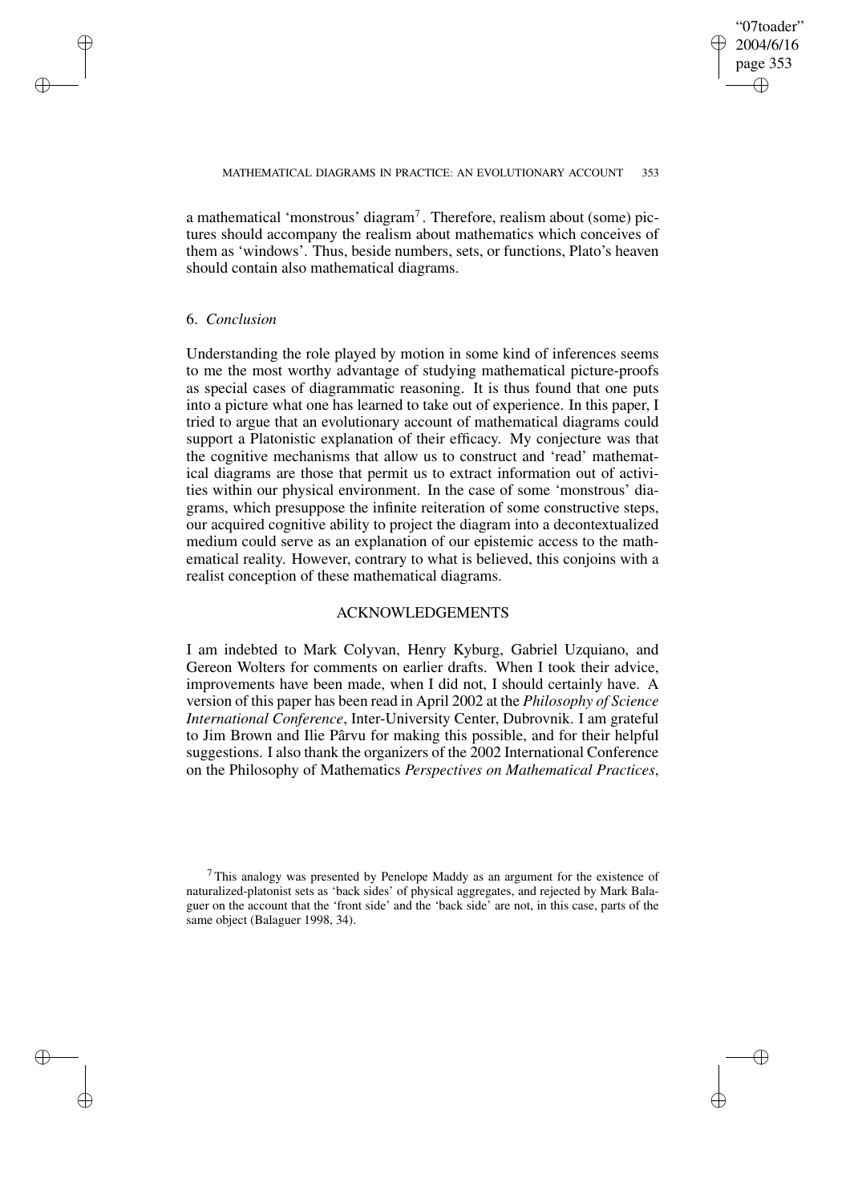a mathematical 'monstrous' diagram[7]. Therefore, realism about (some) pictures should accompany the realism about mathematics which conceives of them as 'windows'. Thus, beside numbers, sets, or functions, Plato's heaven should contain also mathematical diagrams.

## 6. *Conclusion*

Understanding the role played by motion in some kind of inferences seems to me the most worthy advantage of studying mathematical picture-proofs as special cases of diagrammatic reasoning. It is thus found that one puts into a picture what one has learned to take out of experience. In this paper, I tried to argue that an evolutionary account of mathematical diagrams could support a Platonistic explanation of their efficacy. My conjecture was that the cognitive mechanisms that allow us to construct and 'read' mathematical diagrams are those that permit us to extract information out of activities within our physical environment. In the case of some 'monstrous' diagrams, which presuppose the infinite reiteration of some constructive steps, our acquired cognitive ability to project the diagram into a decontextualized medium could serve as an explanation of our epistemic access to the mathematical reality. However, contrary to what is believed, this conjoins with a realist conception of these mathematical diagrams.

## ACKNOWLEDGEMENTS

I am indebted to Mark Colyvan, Henry Kyburg, Gabriel Uzquiano, and Gereon Wolters for comments on earlier drafts. When I took their advice, improvements have been made, when I did not, I should certainly have. A version of this paper has been read in April 2002 at the *Philosophy of Science International Conference*, Inter-University Center, Dubrovnik. I am grateful to Jim Brown and Ilie Pârvu for making this possible, and for their helpful suggestions. I also thank the organizers of the 2002 International Conference on the Philosophy of Mathematics *Perspectives on Mathematical Practices*,

[7] This analogy was presented by Penelope Maddy as an argument for the existence of naturalized-platonist sets as 'back sides' of physical aggregates, and rejected by Mark Balaguer on the account that the 'front side' and the 'back side' are not, in this case, parts of the same object (Balaguer 1998, 34).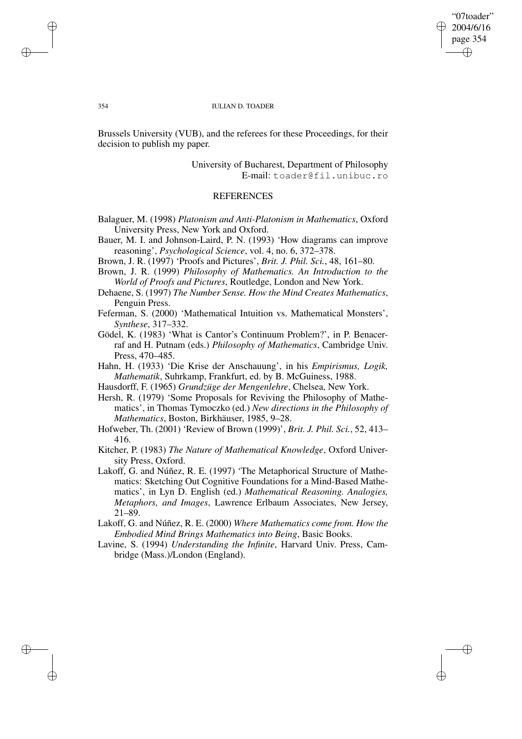Brussels University (VUB), and the referees for these Proceedings, for their decision to publish my paper.

University of Bucharest, Department of Philosophy
E-mail: toader@fil.unibuc.ro

## REFERENCES

Balaguer, M. (1998) *Platonism and Anti-Platonism in Mathematics*, Oxford University Press, New York and Oxford.

Bauer, M. I. and Johnson-Laird, P. N. (1993) 'How diagrams can improve reasoning', *Psychological Science*, vol. 4, no. 6, 372–378.

Brown, J. R. (1997) 'Proofs and Pictures', *Brit. J. Phil. Sci.*, 48, 161–80.

Brown, J. R. (1999) *Philosophy of Mathematics. An Introduction to the World of Proofs and Pictures*, Routledge, London and New York.

Dehaene, S. (1997) *The Number Sense. How the Mind Creates Mathematics*, Penguin Press.

Feferman, S. (2000) 'Mathematical Intuition vs. Mathematical Monsters', *Synthese*, 317–332.

Gödel, K. (1983) 'What is Cantor's Continuum Problem?', in P. Benacerraf and H. Putnam (eds.) *Philosophy of Mathematics*, Cambridge Univ. Press, 470–485.

Hahn, H. (1933) 'Die Krise der Anschauung', in his *Empirismus, Logik, Mathematik*, Suhrkamp, Frankfurt, ed. by B. McGuiness, 1988.

Hausdorff, F. (1965) *Grundzüge der Mengenlehre*, Chelsea, New York.

Hersh, R. (1979) 'Some Proposals for Reviving the Philosophy of Mathematics', in Thomas Tymoczko (ed.) *New directions in the Philosophy of Mathematics*, Boston, Birkhäuser, 1985, 9–28.

Hofweber, Th. (2001) 'Review of Brown (1999)', *Brit. J. Phil. Sci.*, 52, 413–416.

Kitcher, P. (1983) *The Nature of Mathematical Knowledge*, Oxford University Press, Oxford.

Lakoff, G. and Núñez, R. E. (1997) 'The Metaphorical Structure of Mathematics: Sketching Out Cognitive Foundations for a Mind-Based Mathematics', in Lyn D. English (ed.) *Mathematical Reasoning. Analogies, Metaphors, and Images*, Lawrence Erlbaum Associates, New Jersey, 21–89.

Lakoff, G. and Núñez, R. E. (2000) *Where Mathematics come from. How the Embodied Mind Brings Mathematics into Being*, Basic Books.

Lavine, S. (1994) *Understanding the Infinite*, Harvard Univ. Press, Cambridge (Mass.)/London (England).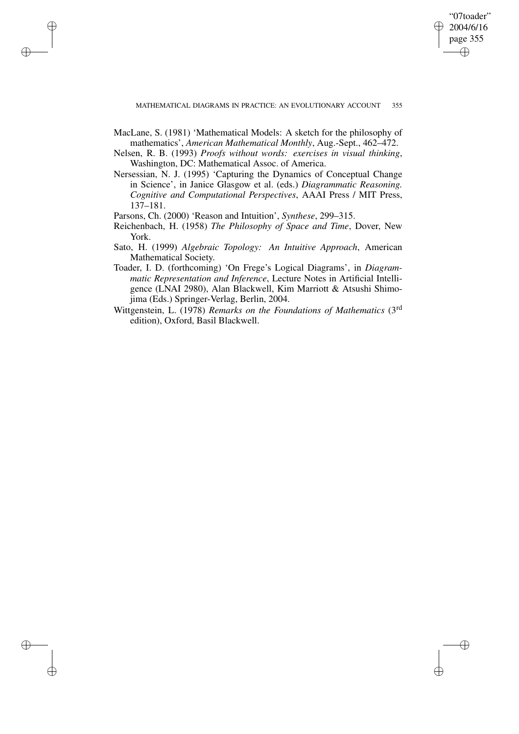MacLane, S. (1981) 'Mathematical Models: A sketch for the philosophy of mathematics', *American Mathematical Monthly*, Aug.-Sept., 462–472.

Nelsen, R. B. (1993) *Proofs without words: exercises in visual thinking*, Washington, DC: Mathematical Assoc. of America.

Nersessian, N. J. (1995) 'Capturing the Dynamics of Conceptual Change in Science', in Janice Glasgow et al. (eds.) *Diagrammatic Reasoning. Cognitive and Computational Perspectives*, AAAI Press / MIT Press, 137–181.

Parsons, Ch. (2000) 'Reason and Intuition', *Synthese*, 299–315.

Reichenbach, H. (1958) *The Philosophy of Space and Time*, Dover, New York.

Sato, H. (1999) *Algebraic Topology: An Intuitive Approach*, American Mathematical Society.

Toader, I. D. (forthcoming) 'On Frege's Logical Diagrams', in *Diagrammatic Representation and Inference*, Lecture Notes in Artificial Intelligence (LNAI 2980), Alan Blackwell, Kim Marriott & Atsushi Shimojima (Eds.) Springer-Verlag, Berlin, 2004.

Wittgenstein, L. (1978) *Remarks on the Foundations of Mathematics* (3rd edition), Oxford, Basil Blackwell.